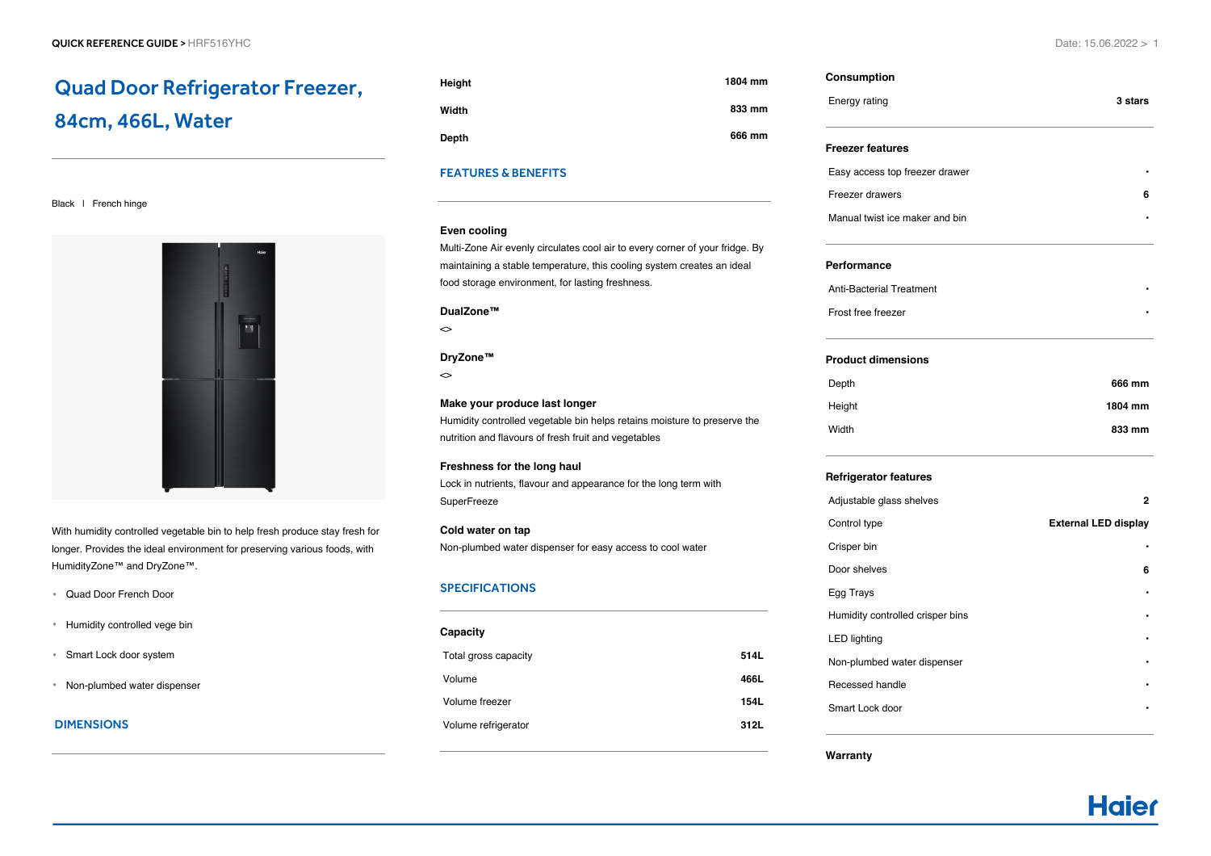# Quad Door Refrigerator Freezer, 84cm, 466L, Water

Black I French hinge

With humidity controlled vegetable bin to help fresh produce stay fresh for longer. Provides the ideal environment for preserving various foods, with HumidityZone™ and DryZone™.

- Quad Door French Door
- Humidity controlled vege bin
- Smart Lock door system
- Non-plumbed water dispenser

## DIMENSIONS

| | |
|---|---|
| Height | 1804 mm |
| Width | 833 mm |
| Depth | 666 mm |

## FEATURES & BENEFITS

**Even cooling**
Multi-Zone Air evenly circulates cool air to every corner of your fridge. By maintaining a stable temperature, this cooling system creates an ideal food storage environment, for lasting freshness.

**DualZone™**
<>

**DryZone™**
<>

**Make your produce last longer**
Humidity controlled vegetable bin helps retains moisture to preserve the nutrition and flavours of fresh fruit and vegetables

**Freshness for the long haul**
Lock in nutrients, flavour and appearance for the long term with SuperFreeze

**Cold water on tap**
Non-plumbed water dispenser for easy access to cool water

## SPECIFICATIONS

### Capacity

| | |
|---|---|
| Total gross capacity | 514L |
| Volume | 466L |
| Volume freezer | 154L |
| Volume refrigerator | 312L |

### Consumption

| | |
|---|---|
| Energy rating | 3 stars |

### Freezer features

| | |
|---|---|
| Easy access top freezer drawer | • |
| Freezer drawers | 6 |
| Manual twist ice maker and bin | • |

### Performance

| | |
|---|---|
| Anti-Bacterial Treatment | • |
| Frost free freezer | • |

### Product dimensions

| | |
|---|---|
| Depth | 666 mm |
| Height | 1804 mm |
| Width | 833 mm |

### Refrigerator features

| | |
|---|---|
| Adjustable glass shelves | 2 |
| Control type | External LED display |
| Crisper bin | • |
| Door shelves | 6 |
| Egg Trays | • |
| Humidity controlled crisper bins | • |
| LED lighting | • |
| Non-plumbed water dispenser | • |
| Recessed handle | • |
| Smart Lock door | • |

### Warranty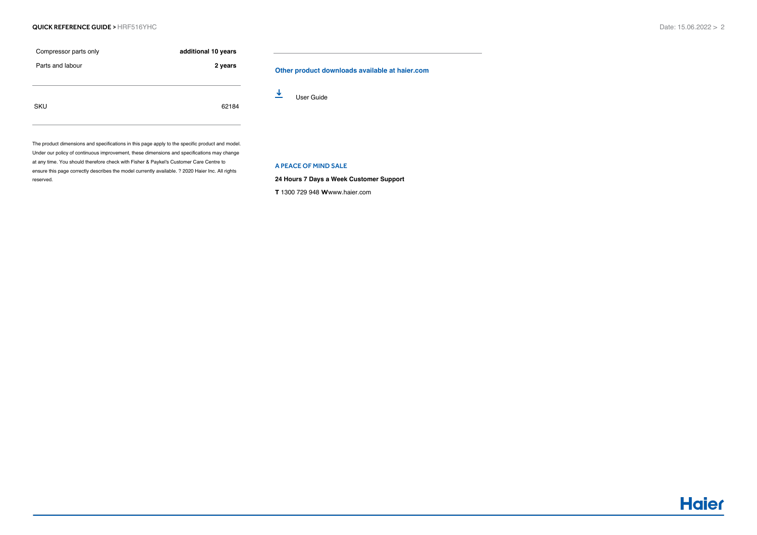| | |
|---|---|
| Compressor parts only | **additional 10 years** |
| Parts and labour | **2 years** |

| | |
|---|---|
| SKU | 62184 |

The product dimensions and specifications in this page apply to the specific product and model. Under our policy of continuous improvement, these dimensions and specifications may change at any time. You should therefore check with Fisher & Paykel's Customer Care Centre to ensure this page correctly describes the model currently available. ? 2020 Haier Inc. All rights reserved.

**Other product downloads available at haier.com**

User Guide

A PEACE OF MIND SALE

**24 Hours 7 Days a Week Customer Support**

**T** 1300 729 948 **W**www.haier.com